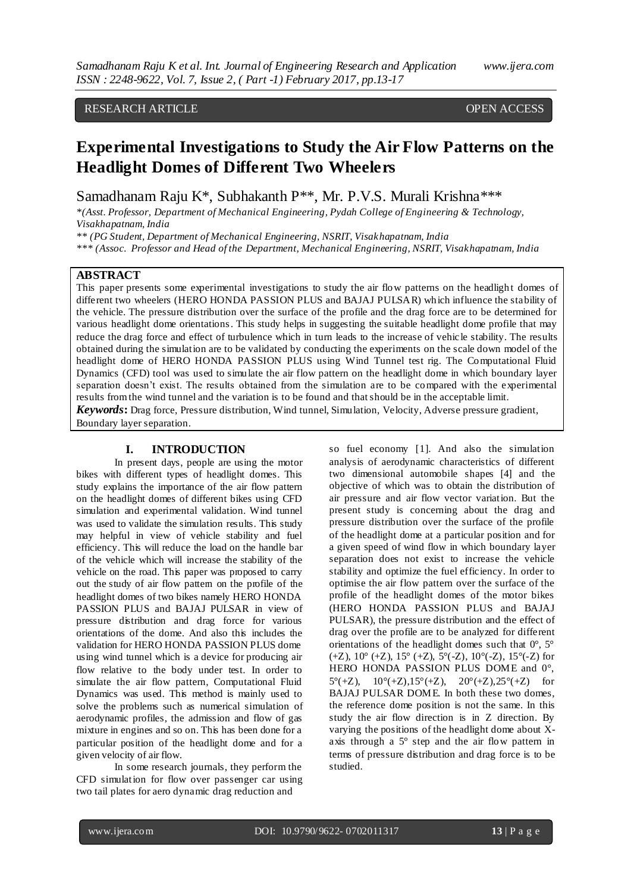RESEARCH ARTICLE OPEN ACCESS

# Experimental Investigations to Study the Air Flow Patterns on the Headlight Domes of Different Two Wheelers

Samadhanam Raju K*, Subhakanth P**, Mr. P.V.S. Murali Krishna***

*(Asst. Professor, Department of Mechanical Engineering, Pydah College of Engineering & Technology, Visakhapatnam, India

** (PG Student, Department of Mechanical Engineering, NSRIT, Visakhapatnam, India

*** (Assoc. Professor and Head of the Department, Mechanical Engineering, NSRIT, Visakhapatnam, India

## ABSTRACT

This paper presents some experimental investigations to study the air flow patterns on the headlight domes of different two wheelers (HERO HONDA PASSION PLUS and BAJAJ PULSAR) which influence the stability of the vehicle. The pressure distribution over the surface of the profile and the drag force are to be determined for various headlight dome orientations. This study helps in suggesting the suitable headlight dome profile that may reduce the drag force and effect of turbulence which in turn leads to the increase of vehicle stability. The results obtained during the simulation are to be validated by conducting the experiments on the scale down model of the headlight dome of HERO HONDA PASSION PLUS using Wind Tunnel test rig. The Computational Fluid Dynamics (CFD) tool was used to simulate the air flow pattern on the headlight dome in which boundary layer separation doesn't exist. The results obtained from the simulation are to be compared with the experimental results from the wind tunnel and the variation is to be found and that should be in the acceptable limit.

***Keywords*:** Drag force, Pressure distribution, Wind tunnel, Simulation, Velocity, Adverse pressure gradient, Boundary layer separation.

## I. INTRODUCTION

In present days, people are using the motor bikes with different types of headlight domes. This study explains the importance of the air flow pattern on the headlight domes of different bikes using CFD simulation and experimental validation. Wind tunnel was used to validate the simulation results. This study may helpful in view of vehicle stability and fuel efficiency. This will reduce the load on the handle bar of the vehicle which will increase the stability of the vehicle on the road. This paper was proposed to carry out the study of air flow pattern on the profile of the headlight domes of two bikes namely HERO HONDA PASSION PLUS and BAJAJ PULSAR in view of pressure distribution and drag force for various orientations of the dome. And also this includes the validation for HERO HONDA PASSION PLUS dome using wind tunnel which is a device for producing air flow relative to the body under test. In order to simulate the air flow pattern, Computational Fluid Dynamics was used. This method is mainly used to solve the problems such as numerical simulation of aerodynamic profiles, the admission and flow of gas mixture in engines and so on. This has been done for a particular position of the headlight dome and for a given velocity of air flow.

In some research journals, they perform the CFD simulation for flow over passenger car using two tail plates for aero dynamic drag reduction and so fuel economy [1]. And also the simulation analysis of aerodynamic characteristics of different two dimensional automobile shapes [4] and the objective of which was to obtain the distribution of air pressure and air flow vector variation. But the present study is concerning about the drag and pressure distribution over the surface of the profile of the headlight dome at a particular position and for a given speed of wind flow in which boundary layer separation does not exist to increase the vehicle stability and optimize the fuel efficiency. In order to optimise the air flow pattern over the surface of the profile of the headlight domes of the motor bikes (HERO HONDA PASSION PLUS and BAJAJ PULSAR), the pressure distribution and the effect of drag over the profile are to be analyzed for different orientations of the headlight domes such that 0°, 5° (+Z), 10° (+Z), 15° (+Z), 5°(-Z), 10°(-Z), 15°(-Z) for HERO HONDA PASSION PLUS DOME and 0°, 5°(+Z), 10°(+Z),15°(+Z), 20°(+Z),25°(+Z) for BAJAJ PULSAR DOME. In both these two domes, the reference dome position is not the same. In this study the air flow direction is in Z direction. By varying the positions of the headlight dome about X-axis through a 5° step and the air flow pattern in terms of pressure distribution and drag force is to be studied.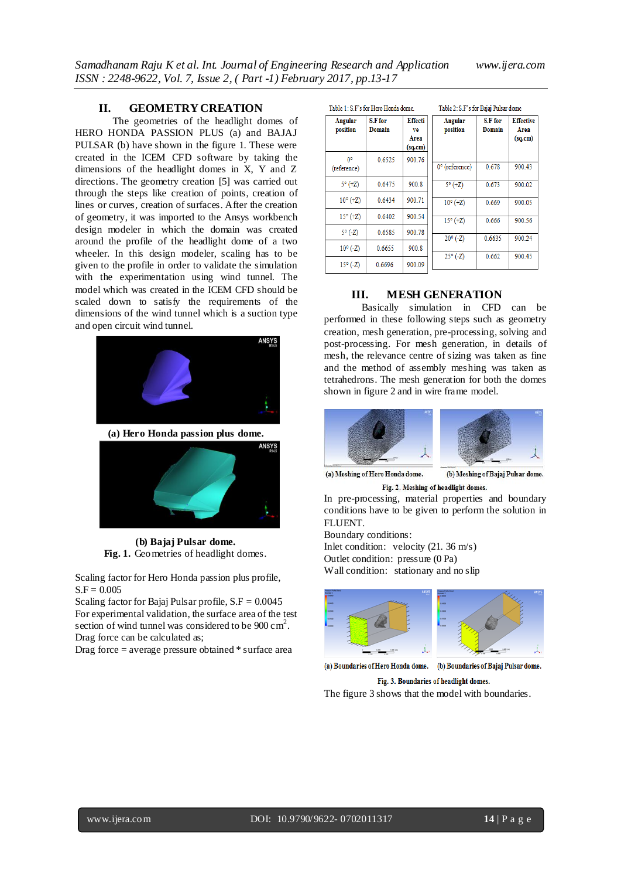## II. GEOMETRY CREATION

The geometries of the headlight domes of HERO HONDA PASSION PLUS (a) and BAJAJ PULSAR (b) have shown in the figure 1. These were created in the ICEM CFD software by taking the dimensions of the headlight domes in X, Y and Z directions. The geometry creation [5] was carried out through the steps like creation of points, creation of lines or curves, creation of surfaces. After the creation of geometry, it was imported to the Ansys workbench design modeler in which the domain was created around the profile of the headlight dome of a two wheeler. In this design modeler, scaling has to be given to the profile in order to validate the simulation with the experimentation using wind tunnel. The model which was created in the ICEM CFD should be scaled down to satisfy the requirements of the dimensions of the wind tunnel which is a suction type and open circuit wind tunnel.

**(a) Hero Honda passion plus dome.**

**(b) Bajaj Pulsar dome.**

**Fig. 1.** Geometries of headlight domes.

Scaling factor for Hero Honda passion plus profile, S.F = 0.005

Scaling factor for Bajaj Pulsar profile, S.F = 0.0045

For experimental validation, the surface area of the test section of wind tunnel was considered to be 900 $cm^2$.

Drag force can be calculated as;

Drag force = average pressure obtained * surface area

Table 1: S.F's for Hero Honda dome.

| Angular position | S.F for Domain | Effective Area (sq.cm) |
|---|---|---|
| 0° (reference) | 0.6525 | 900.76 |
| 5° (+Z) | 0.6475 | 900.8 |
| 10° (+Z) | 0.6434 | 900.71 |
| 15° (+Z) | 0.6402 | 900.54 |
| 5° (-Z) | 0.6585 | 900.78 |
| 10° (-Z) | 0.6655 | 900.8 |
| 15° (-Z) | 0.6696 | 900.09 |

Table 2: S.F's for Bajaj Pulsar dome

| Angular position | S.F for Domain | Effective Area (sq.cm) |
|---|---|---|
| 0° (reference) | 0.678 | 900.43 |
| 5° (+Z) | 0.673 | 900.02 |
| 10° (+Z) | 0.669 | 900.05 |
| 15° (+Z) | 0.666 | 900.56 |
| 20° (-Z) | 0.6635 | 900.24 |
| 25° (-Z) | 0.662 | 900.45 |

## III. MESH GENERATION

Basically simulation in CFD can be performed in these following steps such as geometry creation, mesh generation, pre-processing, solving and post-processing. For mesh generation, in details of mesh, the relevance centre of sizing was taken as fine and the method of assembly meshing was taken as tetrahedrons. The mesh generation for both the domes shown in figure 2 and in wire frame model.

(a) Meshing of Hero Honda dome. (b) Meshing of Bajaj Pulsar dome.

**Fig. 2. Meshing of headlight domes.**

In pre-processing, material properties and boundary conditions have to be given to perform the solution in FLUENT.

Boundary conditions:

Inlet condition: velocity (21. 36 m/s)

Outlet condition: pressure (0 Pa)

Wall condition: stationary and no slip

(a) Boundaries of Hero Honda dome. (b) Boundaries of Bajaj Pulsar dome.

**Fig. 3. Boundaries of headlight domes.**

The figure 3 shows that the model with boundaries.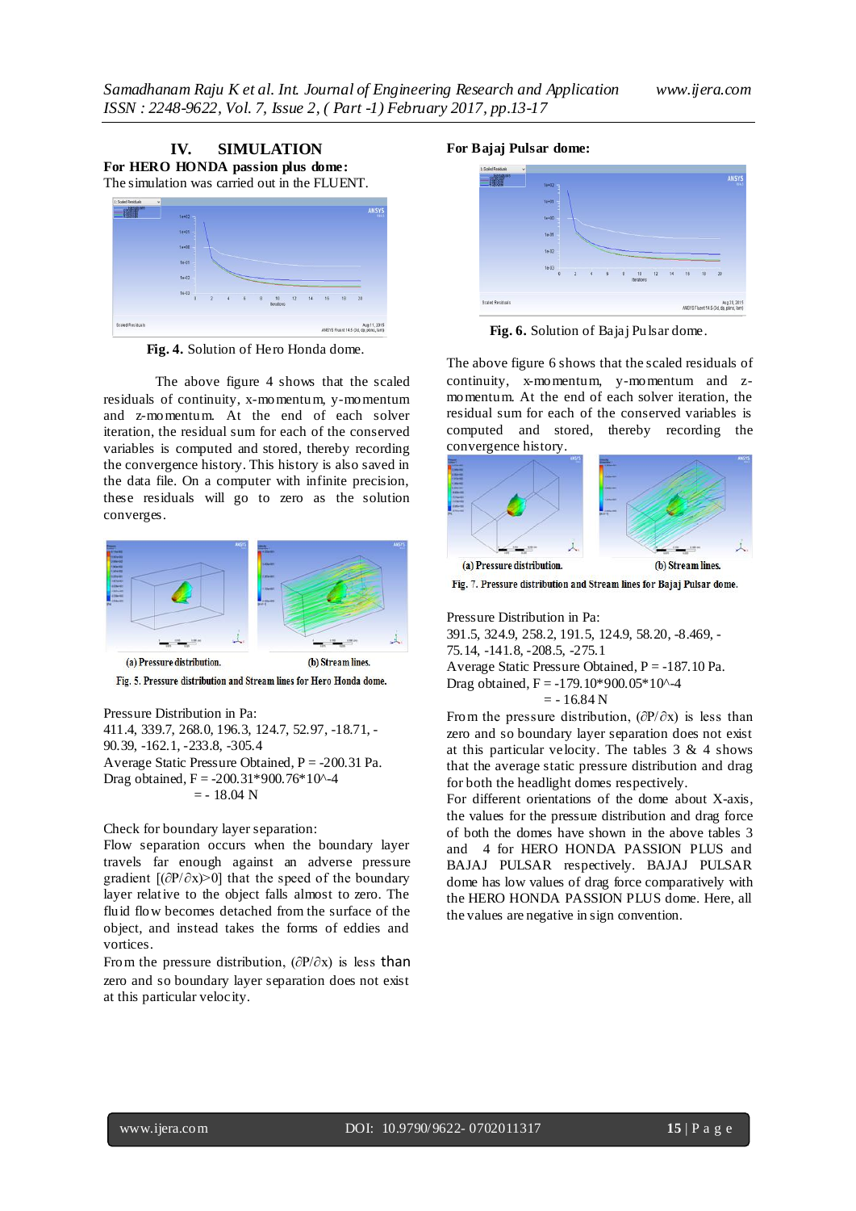## IV. SIMULATION

**For HERO HONDA passion plus dome:**

The simulation was carried out in the FLUENT.

**Fig. 4.** Solution of Hero Honda dome.

The above figure 4 shows that the scaled residuals of continuity, x-momentum, y-momentum and z-momentum. At the end of each solver iteration, the residual sum for each of the conserved variables is computed and stored, thereby recording the convergence history. This history is also saved in the data file. On a computer with infinite precision, these residuals will go to zero as the solution converges.

(a) Pressure distribution. (b) Stream lines.

Fig. 5. Pressure distribution and Stream lines for Hero Honda dome.

Pressure Distribution in Pa:
411.4, 339.7, 268.0, 196.3, 124.7, 52.97, -18.71, -90.39, -162.1, -233.8, -305.4

Average Static Pressure Obtained, P = -200.31 Pa.

Drag obtained, F = -200.31*900.76*10^-4
= - 18.04 N

Check for boundary layer separation:

Flow separation occurs when the boundary layer travels far enough against an adverse pressure gradient [$(\partial P/\partial x)>0$] that the speed of the boundary layer relative to the object falls almost to zero. The fluid flow becomes detached from the surface of the object, and instead takes the forms of eddies and vortices.

From the pressure distribution, $(\partial P/\partial x)$ is less than zero and so boundary layer separation does not exist at this particular velocity.

**For Bajaj Pulsar dome:**

**Fig. 6.** Solution of Bajaj Pulsar dome.

The above figure 6 shows that the scaled residuals of continuity, x-momentum, y-momentum and z-momentum. At the end of each solver iteration, the residual sum for each of the conserved variables is computed and stored, thereby recording the convergence history.

(a) Pressure distribution. (b) Stream lines.

Fig. 7. Pressure distribution and Stream lines for Bajaj Pulsar dome.

Pressure Distribution in Pa:
391.5, 324.9, 258.2, 191.5, 124.9, 58.20, -8.469, -75.14, -141.8, -208.5, -275.1

Average Static Pressure Obtained, P = -187.10 Pa.

Drag obtained, F = -179.10*900.05*10^-4
= - 16.84 N

From the pressure distribution, $(\partial P/\partial x)$ is less than zero and so boundary layer separation does not exist at this particular velocity. The tables 3 & 4 shows that the average static pressure distribution and drag for both the headlight domes respectively.

For different orientations of the dome about X-axis, the values for the pressure distribution and drag force of both the domes have shown in the above tables 3 and 4 for HERO HONDA PASSION PLUS and BAJAJ PULSAR respectively. BAJAJ PULSAR dome has low values of drag force comparatively with the HERO HONDA PASSION PLUS dome. Here, all the values are negative in sign convention.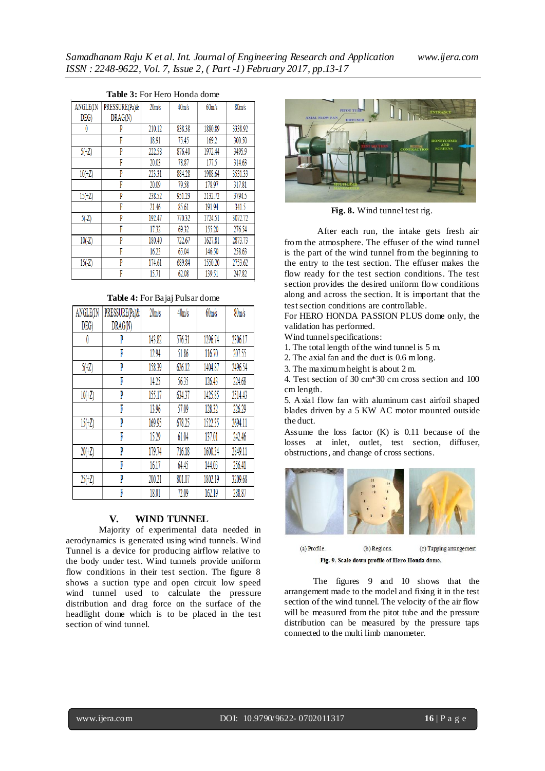**Table 3:** For Hero Honda dome

| ANGLE(IN DEG) | PRESSURE(Pa)& DRAG(N) | 20m/s | 40m/s | 60m/s | 80m/s |
|---|---|---|---|---|---|
| 0 | P | 210.12 | 838.38 | 1880.89 | 3338.92 |
| | F | 18.91 | 75.45 | 169.2 | 300.50 |
| 5(+Z) | P | 222.58 | 876.40 | 1972.44 | 3495.9 |
| | F | 20.03 | 78.87 | 177.5 | 314.63 |
| 10(+Z) | P | 223.31 | 884.28 | 1988.64 | 3531.33 |
| | F | 20.09 | 79.58 | 178.97 | 317.81 |
| 15(+Z) | P | 238.52 | 951.23 | 2132.72 | 3794.5 |
| | F | 21.46 | 85.61 | 191.94 | 341.5 |
| 5(-Z) | P | 192.47 | 770.32 | 1724.51 | 3072.72 |
| | F | 17.32 | 69.32 | 155.20 | 276.54 |
| 10(-Z) | P | 180.40 | 722.67 | 1627.81 | 2873.73 |
| | F | 16.23 | 65.04 | 146.50 | 258.63 |
| 15(-Z) | P | 174.61 | 689.84 | 1550.20 | 2753.62 |
| | F | 15.71 | 62.08 | 139.51 | 247.82 |

**Table 4:** For Bajaj Pulsar dome

| ANGLE(IN DEG) | PRESSURE(Pa)& DRAG(N) | 20m/s | 40m/s | 60m/s | 80m/s |
|---|---|---|---|---|---|
| 0 | P | 143.82 | 576.31 | 1296.74 | 2306.17 |
| | F | 12.94 | 51.86 | 116.70 | 207.55 |
| 5(+Z) | P | 158.39 | 626.12 | 1404.87 | 2496.54 |
| | F | 14.25 | 56.35 | 126.43 | 224.68 |
| 10(+Z) | P | 155.17 | 634.37 | 1425.65 | 2514.43 |
| | F | 13.96 | 57.09 | 128.32 | 226.29 |
| 15(+Z) | P | 169.95 | 678.25 | 1522.35 | 2694.11 |
| | F | 15.29 | 61.04 | 137.01 | 242.46 |
| 20(+Z) | P | 179.74 | 716.18 | 1600.34 | 2849.11 |
| | F | 16.17 | 64.45 | 144.03 | 256.41 |
| 25(+Z) | P | 200.21 | 801.07 | 1802.19 | 3209.68 |
| | F | 18.01 | 72.09 | 162.19 | 288.87 |

## V. WIND TUNNEL

Majority of experimental data needed in aerodynamics is generated using wind tunnels. Wind Tunnel is a device for producing airflow relative to the body under test. Wind tunnels provide uniform flow conditions in their test section. The figure 8 shows a suction type and open circuit low speed wind tunnel used to calculate the pressure distribution and drag force on the surface of the headlight dome which is to be placed in the test section of wind tunnel.

**Fig. 8.** Wind tunnel test rig.

After each run, the intake gets fresh air from the atmosphere. The effuser of the wind tunnel is the part of the wind tunnel from the beginning to the entry to the test section. The effuser makes the flow ready for the test section conditions. The test section provides the desired uniform flow conditions along and across the section. It is important that the test section conditions are controllable.

For HERO HONDA PASSION PLUS dome only, the validation has performed.

Wind tunnel specifications:

1. The total length of the wind tunnel is 5 m.
2. The axial fan and the duct is 0.6 m long.
3. The maximum height is about 2 m.
4. Test section of 30 cm*30 cm cross section and 100 cm length.
5. Axial flow fan with aluminum cast airfoil shaped blades driven by a 5 KW AC motor mounted outside the duct.

Assume the loss factor (K) is 0.11 because of the losses at inlet, outlet, test section, diffuser, obstructions, and change of cross sections.

(a) Profile. (b) Regions. (c) Tapping arrangement

**Fig. 9.** Scale down profile of Hero Honda dome.

The figures 9 and 10 shows that the arrangement made to the model and fixing it in the test section of the wind tunnel. The velocity of the air flow will be measured from the pitot tube and the pressure distribution can be measured by the pressure taps connected to the multi limb manometer.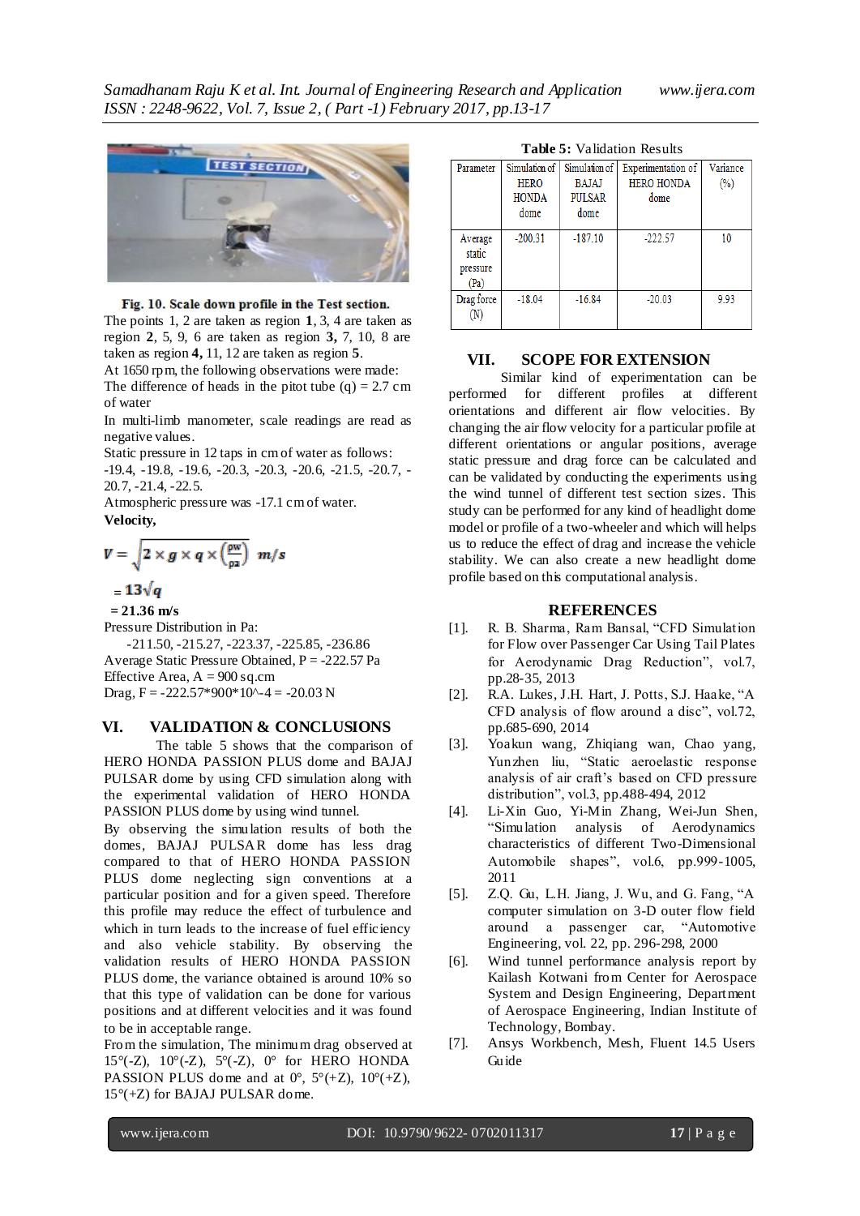**Fig. 10. Scale down profile in the Test section.**

The points 1, 2 are taken as region **1**, 3, 4 are taken as region **2**, 5, 9, 6 are taken as region **3,** 7, 10, 8 are taken as region **4,** 11, 12 are taken as region **5**.

At 1650 rpm, the following observations were made:

The difference of heads in the pitot tube (q) = 2.7 cm of water

In multi-limb manometer, scale readings are read as negative values.

Static pressure in 12 taps in cm of water as follows:

-19.4, -19.8, -19.6, -20.3, -20.3, -20.6, -21.5, -20.7, -20.7, -21.4, -22.5.

Atmospheric pressure was -17.1 cm of water.

**Velocity,**

$$V = \sqrt{2 \times g \times q \times \left(\frac{pw}{pa}\right)}\ m/s$$

$$= 13\sqrt{q}$$

**= 21.36 m/s**

Pressure Distribution in Pa:

-211.50, -215.27, -223.37, -225.85, -236.86

Average Static Pressure Obtained, P = -222.57 Pa

Effective Area, A = 900 sq.cm

Drag, F = -222.57\*900\*10^-4 = -20.03 N

## VI. VALIDATION & CONCLUSIONS

The table 5 shows that the comparison of HERO HONDA PASSION PLUS dome and BAJAJ PULSAR dome by using CFD simulation along with the experimental validation of HERO HONDA PASSION PLUS dome by using wind tunnel.

By observing the simulation results of both the domes, BAJAJ PULSAR dome has less drag compared to that of HERO HONDA PASSION PLUS dome neglecting sign conventions at a particular position and for a given speed. Therefore this profile may reduce the effect of turbulence and which in turn leads to the increase of fuel efficiency and also vehicle stability. By observing the validation results of HERO HONDA PASSION PLUS dome, the variance obtained is around 10% so that this type of validation can be done for various positions and at different velocities and it was found to be in acceptable range.

From the simulation, The minimum drag observed at 15°(-Z), 10°(-Z), 5°(-Z), 0° for HERO HONDA PASSION PLUS dome and at 0°, 5°(+Z), 10°(+Z), 15°(+Z) for BAJAJ PULSAR dome.

**Table 5:** Validation Results

| Parameter | Simulation of HERO HONDA dome | Simulation of BAJAJ PULSAR dome | Experimentation of HERO HONDA dome | Variance (%) |
|---|---|---|---|---|
| Average static pressure (Pa) | -200.31 | -187.10 | -222.57 | 10 |
| Drag force (N) | -18.04 | -16.84 | -20.03 | 9.93 |

## VII. SCOPE FOR EXTENSION

Similar kind of experimentation can be performed for different profiles at different orientations and different air flow velocities. By changing the air flow velocity for a particular profile at different orientations or angular positions, average static pressure and drag force can be calculated and can be validated by conducting the experiments using the wind tunnel of different test section sizes. This study can be performed for any kind of headlight dome model or profile of a two-wheeler and which will helps us to reduce the effect of drag and increase the vehicle stability. We can also create a new headlight dome profile based on this computational analysis.

## REFERENCES

[1]. R. B. Sharma, Ram Bansal, "CFD Simulation for Flow over Passenger Car Using Tail Plates for Aerodynamic Drag Reduction", vol.7, pp.28-35, 2013

[2]. R.A. Lukes, J.H. Hart, J. Potts, S.J. Haake, "A CFD analysis of flow around a disc", vol.72, pp.685-690, 2014

[3]. Yoakun wang, Zhiqiang wan, Chao yang, Yunzhen liu, "Static aeroelastic response analysis of air craft's based on CFD pressure distribution", vol.3, pp.488-494, 2012

[4]. Li-Xin Guo, Yi-Min Zhang, Wei-Jun Shen, "Simulation analysis of Aerodynamics characteristics of different Two-Dimensional Automobile shapes", vol.6, pp.999-1005, 2011

[5]. Z.Q. Gu, L.H. Jiang, J. Wu, and G. Fang, "A computer simulation on 3-D outer flow field around a passenger car, "Automotive Engineering, vol. 22, pp. 296-298, 2000

[6]. Wind tunnel performance analysis report by Kailash Kotwani from Center for Aerospace System and Design Engineering, Department of Aerospace Engineering, Indian Institute of Technology, Bombay.

[7]. Ansys Workbench, Mesh, Fluent 14.5 Users Guide